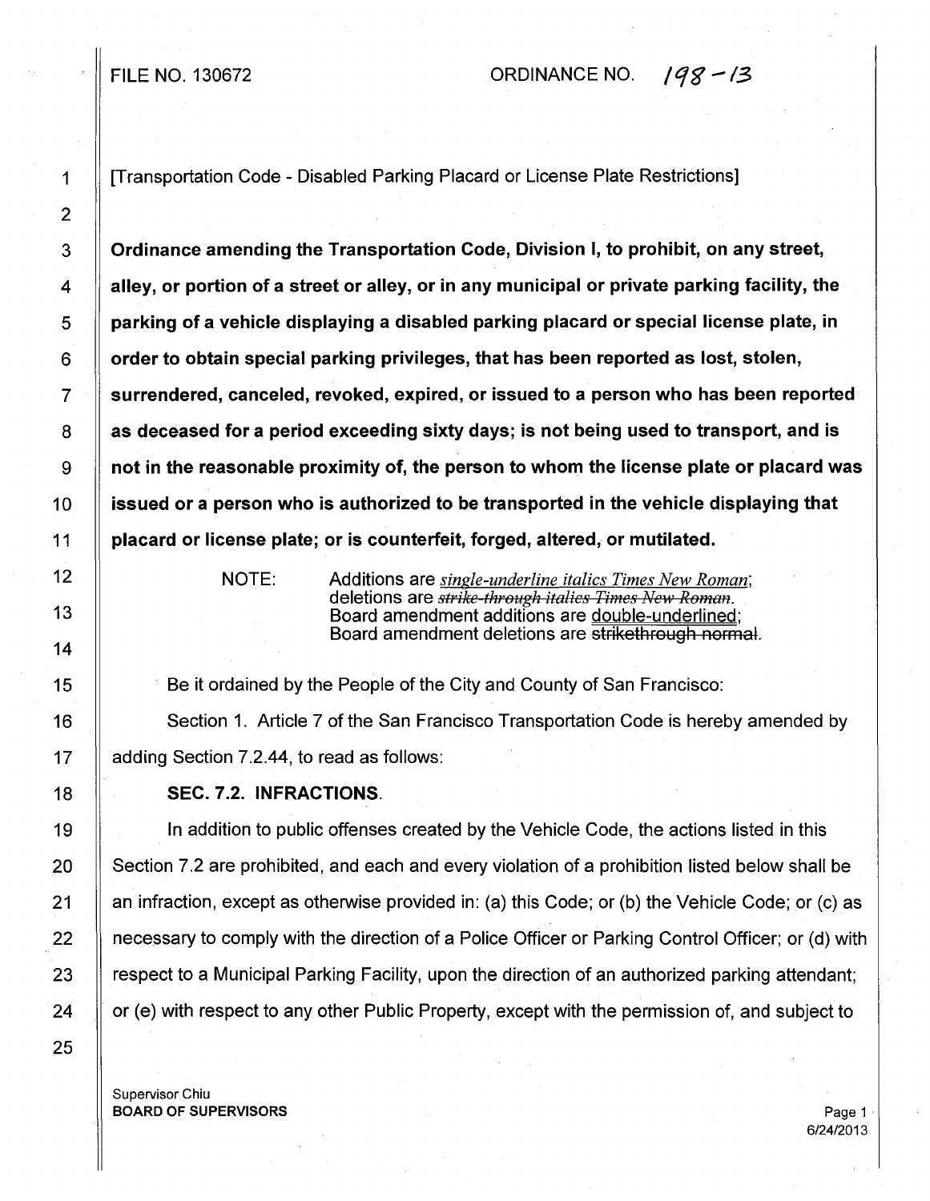FILE NO. 130672 ORDINANCE NO. 198-13

[Transportation Code - Disabled Parking Placard or License Plate Restrictions]

**Ordinance amending the Transportation Code, Division I, to prohibit, on any street, alley, or portion of a street or alley, or in any municipal or private parking facility, the parking of a vehicle displaying a disabled parking placard or special license plate, in order to obtain special parking privileges, that has been reported as lost, stolen, surrendered, canceled, revoked, expired, or issued to a person who has been reported as deceased for a period exceeding sixty days; is not being used to transport, and is not in the reasonable proximity of, the person to whom the license plate or placard was issued or a person who is authorized to be transported in the vehicle displaying that placard or license plate; or is counterfeit, forged, altered, or mutilated.**

NOTE: Additions are *single-underline italics Times New Roman*; deletions are ~~*strike-through italics Times New Roman*~~. Board amendment additions are double-underlined; Board amendment deletions are ~~strikethrough normal~~.

Be it ordained by the People of the City and County of San Francisco:

Section 1. Article 7 of the San Francisco Transportation Code is hereby amended by adding Section 7.2.44, to read as follows:

**SEC. 7.2. INFRACTIONS.**

In addition to public offenses created by the Vehicle Code, the actions listed in this Section 7.2 are prohibited, and each and every violation of a prohibition listed below shall be an infraction, except as otherwise provided in: (a) this Code; or (b) the Vehicle Code; or (c) as necessary to comply with the direction of a Police Officer or Parking Control Officer; or (d) with respect to a Municipal Parking Facility, upon the direction of an authorized parking attendant; or (e) with respect to any other Public Property, except with the permission of, and subject to

Supervisor Chiu
BOARD OF SUPERVISORS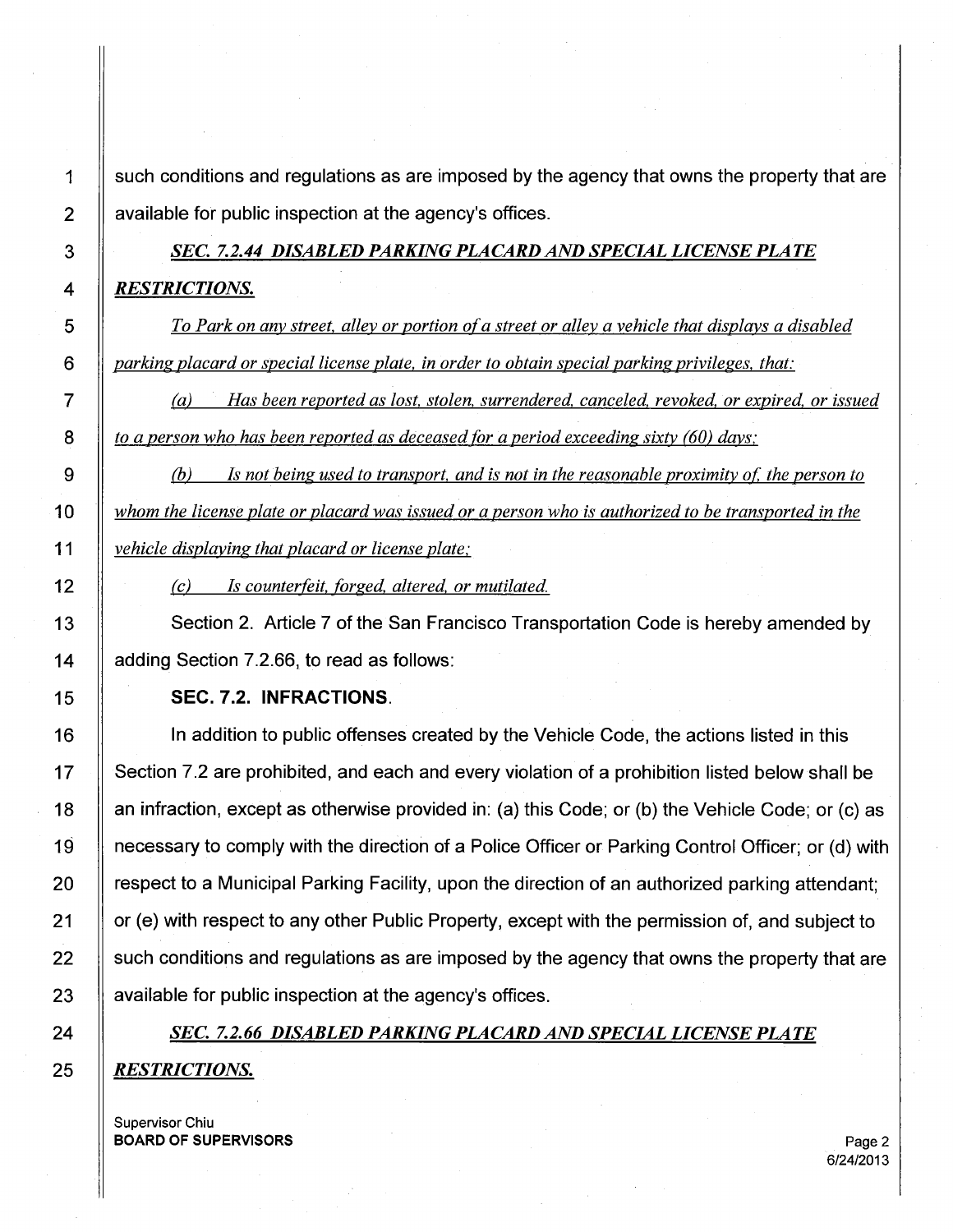such conditions and regulations as are imposed by the agency that owns the property that are available for public inspection at the agency's offices.

***SEC. 7.2.44 DISABLED PARKING PLACARD AND SPECIAL LICENSE PLATE RESTRICTIONS.***

*To Park on any street, alley or portion of a street or alley a vehicle that displays a disabled parking placard or special license plate, in order to obtain special parking privileges, that:*

*(a) Has been reported as lost, stolen, surrendered, canceled, revoked, or expired, or issued to a person who has been reported as deceased for a period exceeding sixty (60) days;*

*(b) Is not being used to transport, and is not in the reasonable proximity of, the person to whom the license plate or placard was issued or a person who is authorized to be transported in the vehicle displaying that placard or license plate;*

*(c) Is counterfeit, forged, altered, or mutilated.*

Section 2. Article 7 of the San Francisco Transportation Code is hereby amended by adding Section 7.2.66, to read as follows:

**SEC. 7.2. INFRACTIONS.**

In addition to public offenses created by the Vehicle Code, the actions listed in this Section 7.2 are prohibited, and each and every violation of a prohibition listed below shall be an infraction, except as otherwise provided in: (a) this Code; or (b) the Vehicle Code; or (c) as necessary to comply with the direction of a Police Officer or Parking Control Officer; or (d) with respect to a Municipal Parking Facility, upon the direction of an authorized parking attendant; or (e) with respect to any other Public Property, except with the permission of, and subject to such conditions and regulations as are imposed by the agency that owns the property that are available for public inspection at the agency's offices.

***SEC. 7.2.66 DISABLED PARKING PLACARD AND SPECIAL LICENSE PLATE RESTRICTIONS.***

Supervisor Chiu
**BOARD OF SUPERVISORS**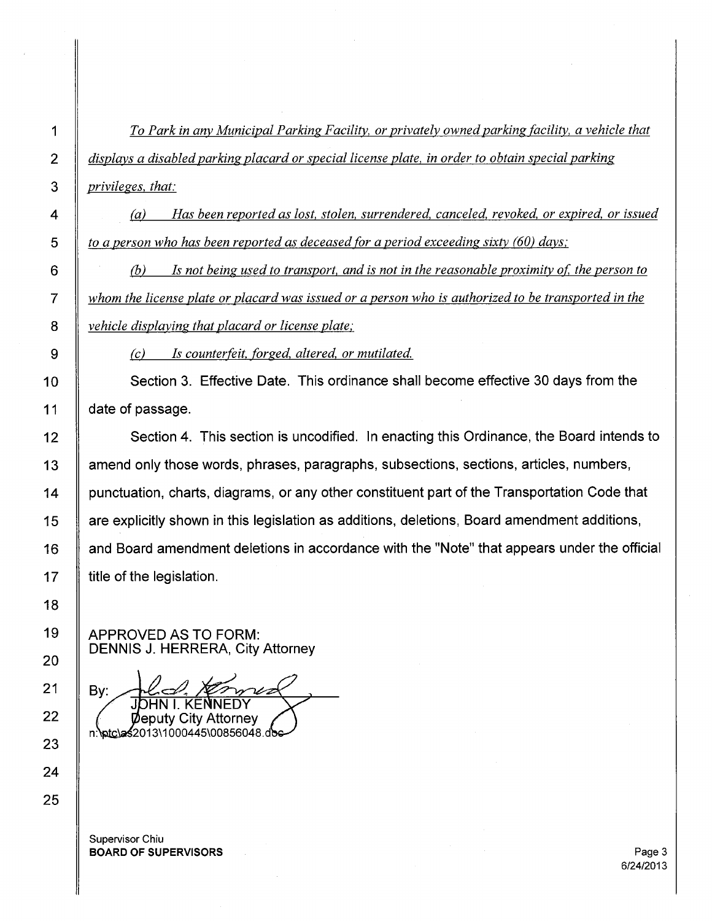*To Park in any Municipal Parking Facility, or privately owned parking facility, a vehicle that displays a disabled parking placard or special license plate, in order to obtain special parking privileges, that:*

*(a) Has been reported as lost, stolen, surrendered, canceled, revoked, or expired, or issued to a person who has been reported as deceased for a period exceeding sixty (60) days;*

*(b) Is not being used to transport, and is not in the reasonable proximity of, the person to whom the license plate or placard was issued or a person who is authorized to be transported in the vehicle displaying that placard or license plate;*

*(c) Is counterfeit, forged, altered, or mutilated.*

Section 3. Effective Date. This ordinance shall become effective 30 days from the date of passage.

Section 4. This section is uncodified. In enacting this Ordinance, the Board intends to amend only those words, phrases, paragraphs, subsections, sections, articles, numbers, punctuation, charts, diagrams, or any other constituent part of the Transportation Code that are explicitly shown in this legislation as additions, deletions, Board amendment additions, and Board amendment deletions in accordance with the "Note" that appears under the official title of the legislation.

APPROVED AS TO FORM:
DENNIS J. HERRERA, City Attorney

By: JOHN I. KENNEDY
Deputy City Attorney
n:\ptc\as2013\1000445\00856048.doc

Supervisor Chiu
**BOARD OF SUPERVISORS**

6/24/2013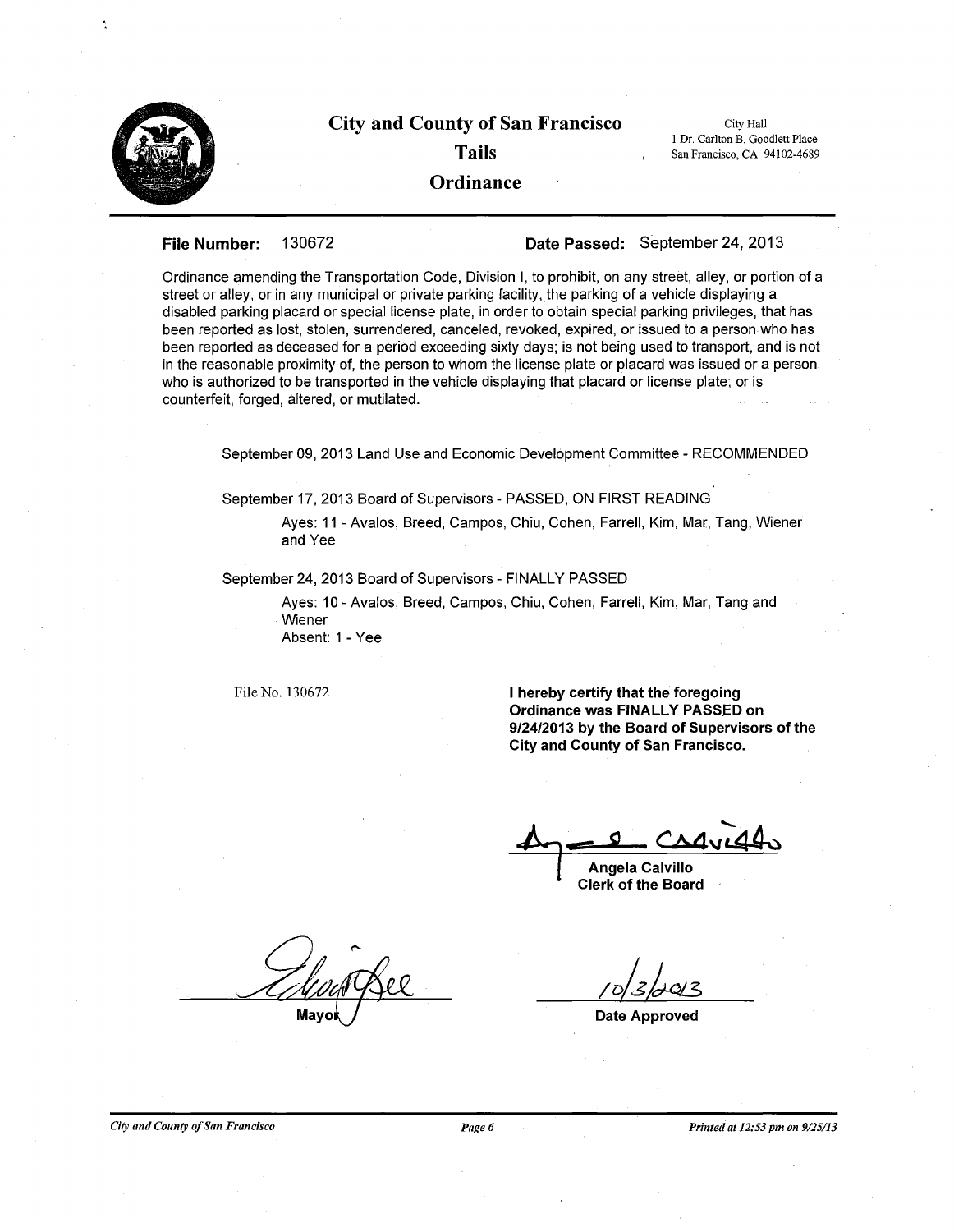# City and County of San Francisco

## Tails

## Ordinance

City Hall
1 Dr. Carlton B. Goodlett Place
San Francisco, CA 94102-4689

**File Number:** 130672 **Date Passed:** September 24, 2013

Ordinance amending the Transportation Code, Division I, to prohibit, on any street, alley, or portion of a street or alley, or in any municipal or private parking facility, the parking of a vehicle displaying a disabled parking placard or special license plate, in order to obtain special parking privileges, that has been reported as lost, stolen, surrendered, canceled, revoked, expired, or issued to a person who has been reported as deceased for a period exceeding sixty days; is not being used to transport, and is not in the reasonable proximity of, the person to whom the license plate or placard was issued or a person who is authorized to be transported in the vehicle displaying that placard or license plate; or is counterfeit, forged, altered, or mutilated.

September 09, 2013 Land Use and Economic Development Committee - RECOMMENDED

September 17, 2013 Board of Supervisors - PASSED, ON FIRST READING

Ayes: 11 - Avalos, Breed, Campos, Chiu, Cohen, Farrell, Kim, Mar, Tang, Wiener and Yee

September 24, 2013 Board of Supervisors - FINALLY PASSED

Ayes: 10 - Avalos, Breed, Campos, Chiu, Cohen, Farrell, Kim, Mar, Tang and Wiener
Absent: 1 - Yee

File No. 130672

**I hereby certify that the foregoing Ordinance was FINALLY PASSED on 9/24/2013 by the Board of Supervisors of the City and County of San Francisco.**

**Angela Calvillo**
**Clerk of the Board**

**Mayor**

10/3/2013
**Date Approved**